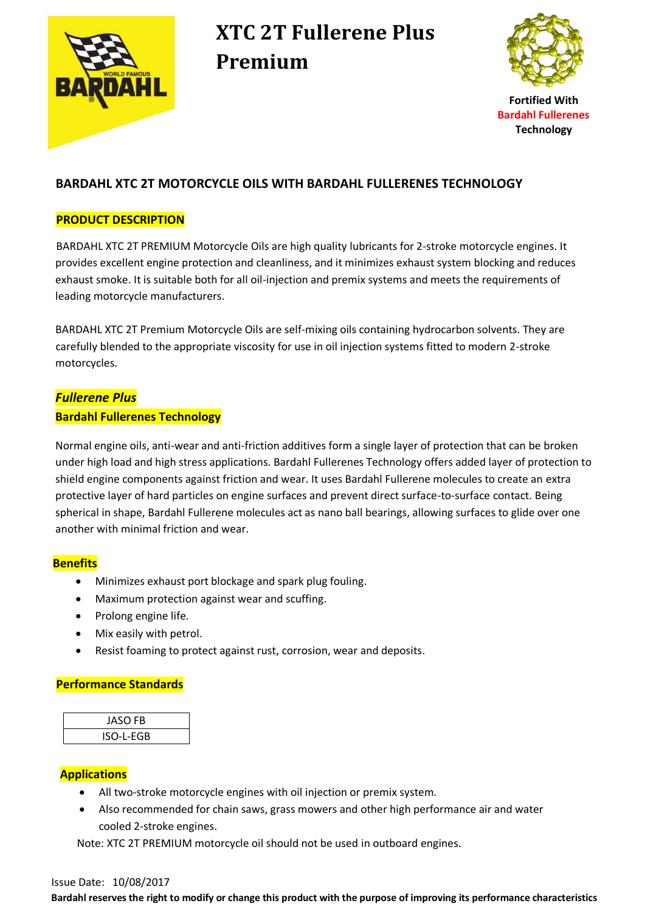# XTC 2T Fullerene Plus Premium

Fortified With
Bardahl Fullerenes
Technology

## BARDAHL XTC 2T MOTORCYCLE OILS WITH BARDAHL FULLERENES TECHNOLOGY

### PRODUCT DESCRIPTION

BARDAHL XTC 2T PREMIUM Motorcycle Oils are high quality lubricants for 2-stroke motorcycle engines. It provides excellent engine protection and cleanliness, and it minimizes exhaust system blocking and reduces exhaust smoke. It is suitable both for all oil-injection and premix systems and meets the requirements of leading motorcycle manufacturers.

BARDAHL XTC 2T Premium Motorcycle Oils are self-mixing oils containing hydrocarbon solvents. They are carefully blended to the appropriate viscosity for use in oil injection systems fitted to modern 2-stroke motorcycles.

### *Fullerene Plus*

### Bardahl Fullerenes Technology

Normal engine oils, anti-wear and anti-friction additives form a single layer of protection that can be broken under high load and high stress applications. Bardahl Fullerenes Technology offers added layer of protection to shield engine components against friction and wear. It uses Bardahl Fullerene molecules to create an extra protective layer of hard particles on engine surfaces and prevent direct surface-to-surface contact. Being spherical in shape, Bardahl Fullerene molecules act as nano ball bearings, allowing surfaces to glide over one another with minimal friction and wear.

### Benefits

- Minimizes exhaust port blockage and spark plug fouling.
- Maximum protection against wear and scuffing.
- Prolong engine life.
- Mix easily with petrol.
- Resist foaming to protect against rust, corrosion, wear and deposits.

### Performance Standards

| JASO FB |
|---|
| ISO-L-EGB |

### Applications

- All two-stroke motorcycle engines with oil injection or premix system.
- Also recommended for chain saws, grass mowers and other high performance air and water cooled 2-stroke engines.

Note: XTC 2T PREMIUM motorcycle oil should not be used in outboard engines.

Issue Date: 10/08/2017

**Bardahl reserves the right to modify or change this product with the purpose of improving its performance characteristics**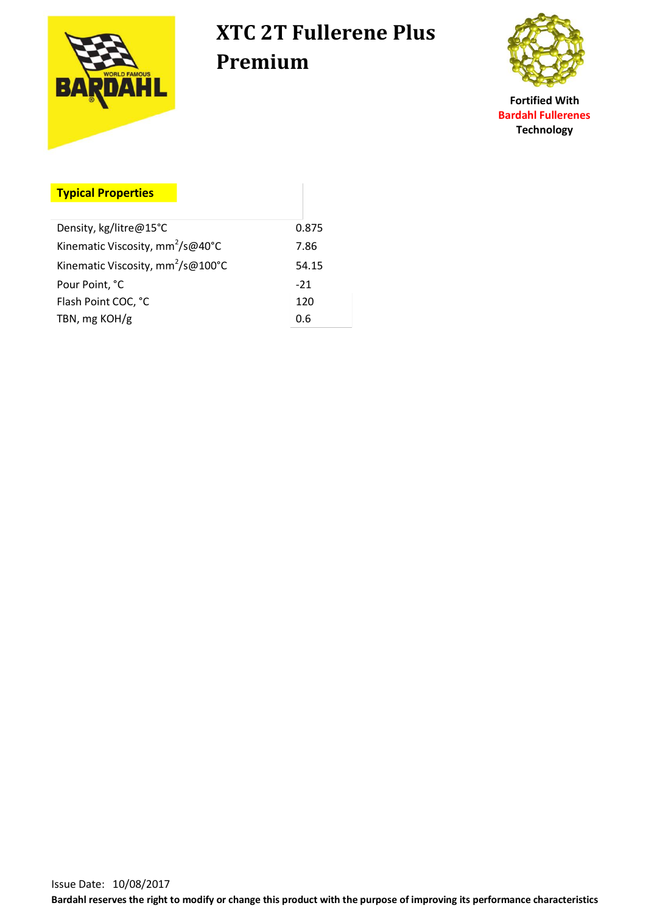# XTC 2T Fullerene Plus Premium

Fortified With
Bardahl Fullerenes
Technology

**Typical Properties**

| | |
|---|---|
| Density, kg/litre@15°C | 0.875 |
| Kinematic Viscosity, $mm^2/s$@40°C | 7.86 |
| Kinematic Viscosity, $mm^2/s$@100°C | 54.15 |
| Pour Point, °C | -21 |
| Flash Point COC, °C | 120 |
| TBN, mg KOH/g | 0.6 |

Issue Date: 10/08/2017

**Bardahl reserves the right to modify or change this product with the purpose of improving its performance characteristics**